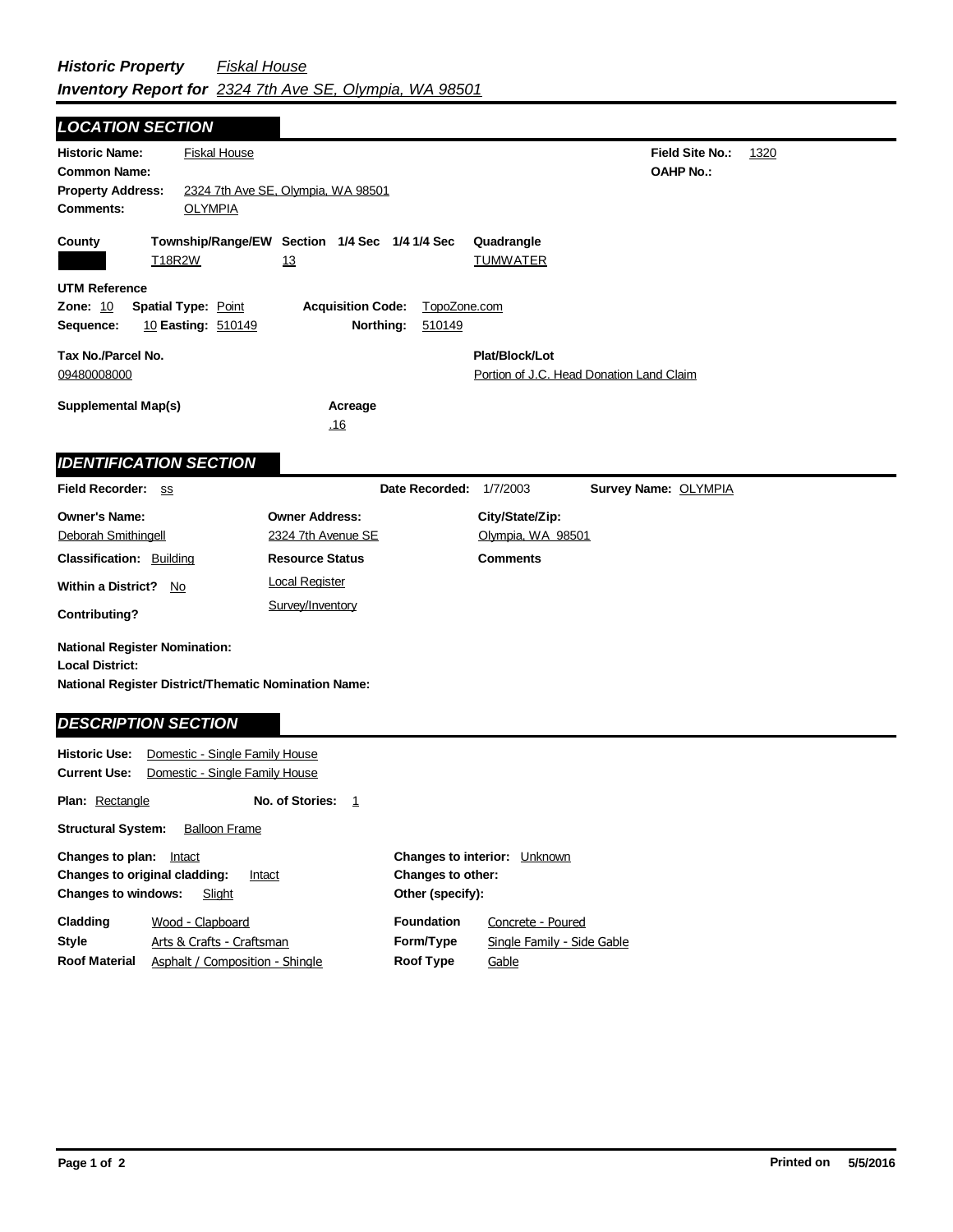# *Historic Property Inventory Report for* *Fiskal House* *2324 7th Ave SE, Olympia, WA 98501*

## LOCATION SECTION

**Historic Name:** Fiskal House
**Common Name:**
**Property Address:** 2324 7th Ave SE, Olympia, WA 98501
**Comments:** OLYMPIA

**Field Site No.:** 1320
**OAHP No.:**

| County | Township/Range/EW | Section | 1/4 Sec | 1/4 1/4 Sec | Quadrangle |
|---|---|---|---|---|---|
| | T18R2W | 13 | | | TUMWATER |

**UTM Reference**
**Zone:** 10 **Spatial Type:** Point **Acquisition Code:** TopoZone.com
**Sequence:** 10 **Easting:** 510149 **Northing:** 510149

**Tax No./Parcel No.**
09480008000

**Plat/Block/Lot**
Portion of J.C. Head Donation Land Claim

**Supplemental Map(s)**

**Acreage**
.16

## IDENTIFICATION SECTION

**Field Recorder:** ss **Date Recorded:** 1/7/2003 **Survey Name:** OLYMPIA

| Owner's Name: | Owner Address: | City/State/Zip: |
|---|---|---|
| Deborah Smithingell | 2324 7th Avenue SE | Olympia, WA 98501 |

**Classification:** Building
**Resource Status**
Local Register
Survey/Inventory
**Comments**

**Within a District?** No
**Contributing?**

**National Register Nomination:**
**Local District:**
**National Register District/Thematic Nomination Name:**

## DESCRIPTION SECTION

**Historic Use:** Domestic - Single Family House
**Current Use:** Domestic - Single Family House

**Plan:** Rectangle **No. of Stories:** 1

**Structural System:** Balloon Frame

**Changes to plan:** Intact
**Changes to original cladding:** Intact
**Changes to windows:** Slight
**Changes to interior:** Unknown
**Changes to other:**
**Other (specify):**

| | | | |
|---|---|---|---|
| **Cladding** | Wood - Clapboard | **Foundation** | Concrete - Poured |
| **Style** | Arts & Crafts - Craftsman | **Form/Type** | Single Family - Side Gable |
| **Roof Material** | Asphalt / Composition - Shingle | **Roof Type** | Gable |

**Printed on** 5/5/2016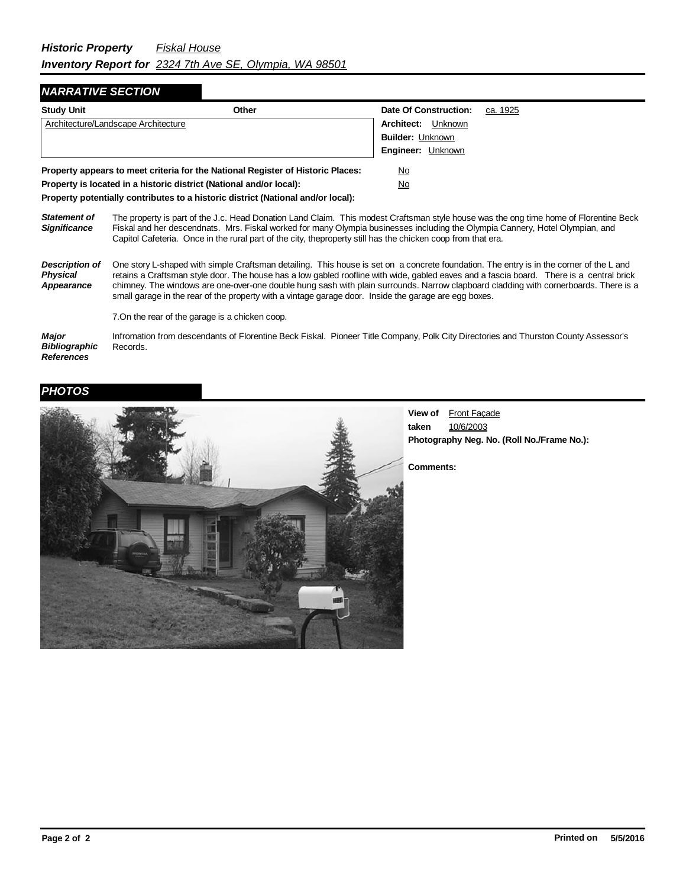***Historic Property*** *Fiskal House*
***Inventory Report for*** *2324 7th Ave SE, Olympia, WA 98501*

## *NARRATIVE SECTION*

| **Study Unit** | **Other** | |
|---|---|---|
| Architecture/Landscape Architecture | | **Date Of Construction:** ca. 1925 |
| | | **Architect:** Unknown |
| | | **Builder:** Unknown |
| | | **Engineer:** Unknown |

**Property appears to meet criteria for the National Register of Historic Places:** No

**Property is located in a historic district (National and/or local):** No

**Property potentially contributes to a historic district (National and/or local):**

***Statement of Significance***

The property is part of the J.c. Head Donation Land Claim. This modest Craftsman style house was the ong time home of Florentine Beck Fiskal and her descendnats. Mrs. Fiskal worked for many Olympia businesses including the Olympia Cannery, Hotel Olympian, and Capitol Cafeteria. Once in the rural part of the city, theproperty still has the chicken coop from that era.

***Description of Physical Appearance***

One story L-shaped with simple Craftsman detailing. This house is set on a concrete foundation. The entry is in the corner of the L and retains a Craftsman style door. The house has a low gabled roofline with wide, gabled eaves and a fascia board. There is a central brick chimney. The windows are one-over-one double hung sash with plain surrounds. Narrow clapboard cladding with cornerboards. There is a small garage in the rear of the property with a vintage garage door. Inside the garage are egg boxes.

7.On the rear of the garage is a chicken coop.

***Major Bibliographic References***

Infromation from descendants of Florentine Beck Fiskal. Pioneer Title Company, Polk City Directories and Thurston County Assessor's Records.

## *PHOTOS*

**View of** Front Façade
**taken** 10/6/2003
**Photography Neg. No. (Roll No./Frame No.):**

**Comments:**

**Printed on** 5/5/2016